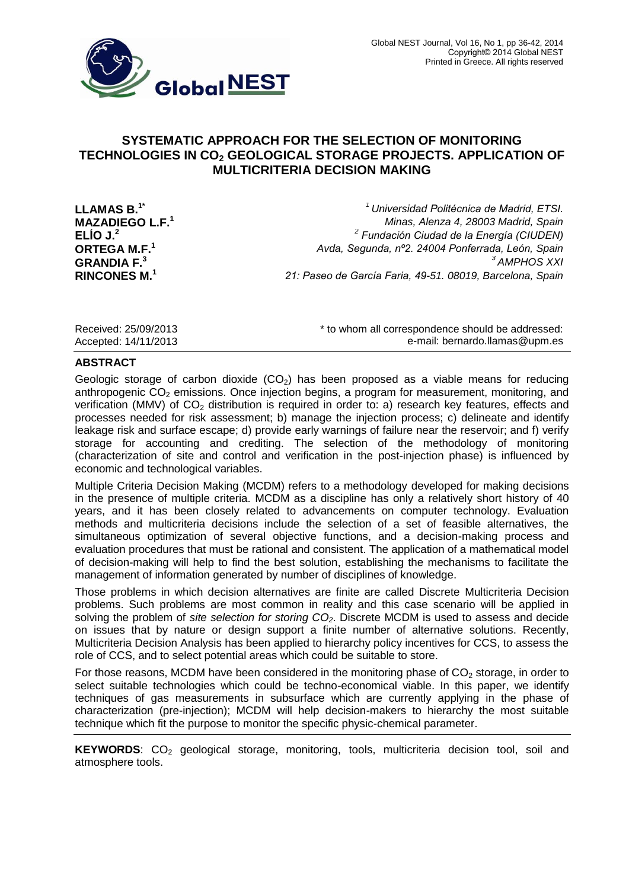# SYSTEMATIC APPROACH FOR THE SELECTION OF MONITORING TECHNOLOGIES IN $CO_2$ GEOLOGICAL STORAGE PROJECTS. APPLICATION OF MULTICRITERIA DECISION MAKING

**LLAMAS B.[1*]**
**MAZADIEGO L.F.[1]**
**ELÍO J.[2]**
**ORTEGA M.F.[1]**
**GRANDIA F.[3]**
**RINCONES M.[1]**

*[1] Universidad Politécnica de Madrid, ETSI. Minas, Alenza 4, 28003 Madrid, Spain*
*[2] Fundación Ciudad de la Energía (CIUDEN) Avda, Segunda, nº2. 24004 Ponferrada, León, Spain*
*[3] AMPHOS XXI 21: Paseo de García Faria, 49-51. 08019, Barcelona, Spain*

Received: 25/09/2013
Accepted: 14/11/2013

\* to whom all correspondence should be addressed:
e-mail: bernardo.llamas@upm.es

## ABSTRACT

Geologic storage of carbon dioxide ($CO_2$) has been proposed as a viable means for reducing anthropogenic $CO_2$ emissions. Once injection begins, a program for measurement, monitoring, and verification (MMV) of $CO_2$ distribution is required in order to: a) research key features, effects and processes needed for risk assessment; b) manage the injection process; c) delineate and identify leakage risk and surface escape; d) provide early warnings of failure near the reservoir; and f) verify storage for accounting and crediting. The selection of the methodology of monitoring (characterization of site and control and verification in the post-injection phase) is influenced by economic and technological variables.

Multiple Criteria Decision Making (MCDM) refers to a methodology developed for making decisions in the presence of multiple criteria. MCDM as a discipline has only a relatively short history of 40 years, and it has been closely related to advancements on computer technology. Evaluation methods and multicriteria decisions include the selection of a set of feasible alternatives, the simultaneous optimization of several objective functions, and a decision-making process and evaluation procedures that must be rational and consistent. The application of a mathematical model of decision-making will help to find the best solution, establishing the mechanisms to facilitate the management of information generated by number of disciplines of knowledge.

Those problems in which decision alternatives are finite are called Discrete Multicriteria Decision problems. Such problems are most common in reality and this case scenario will be applied in solving the problem of *site selection for storing $CO_2$*. Discrete MCDM is used to assess and decide on issues that by nature or design support a finite number of alternative solutions. Recently, Multicriteria Decision Analysis has been applied to hierarchy policy incentives for CCS, to assess the role of CCS, and to select potential areas which could be suitable to store.

For those reasons, MCDM have been considered in the monitoring phase of $CO_2$ storage, in order to select suitable technologies which could be techno-economical viable. In this paper, we identify techniques of gas measurements in subsurface which are currently applying in the phase of characterization (pre-injection); MCDM will help decision-makers to hierarchy the most suitable technique which fit the purpose to monitor the specific physic-chemical parameter.

**KEYWORDS**: $CO_2$ geological storage, monitoring, tools, multicriteria decision tool, soil and atmosphere tools.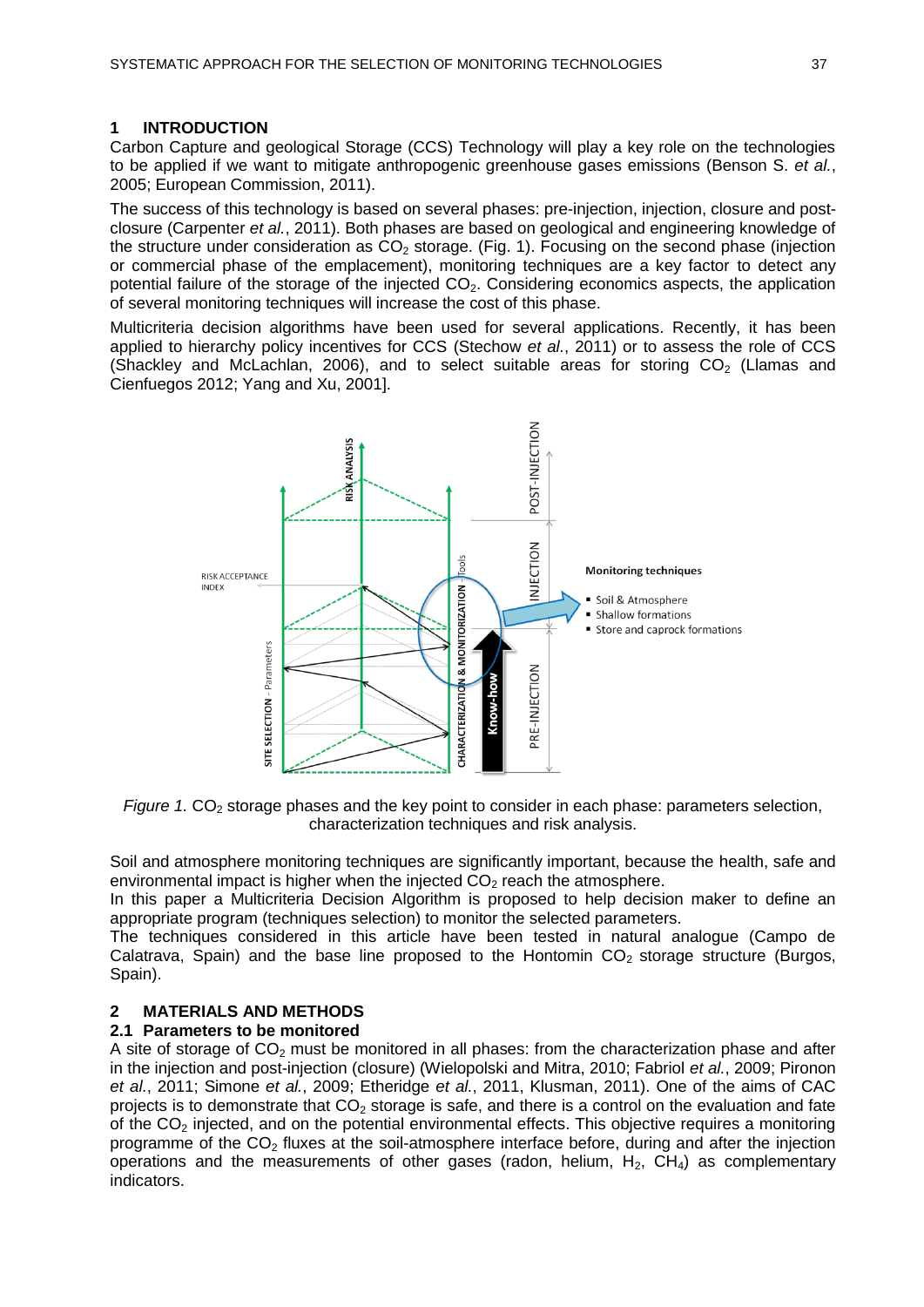## 1 INTRODUCTION

Carbon Capture and geological Storage (CCS) Technology will play a key role on the technologies to be applied if we want to mitigate anthropogenic greenhouse gases emissions (Benson S. *et al.*, 2005; European Commission, 2011).

The success of this technology is based on several phases: pre-injection, injection, closure and post-closure (Carpenter *et al.*, 2011). Both phases are based on geological and engineering knowledge of the structure under consideration as $CO_2$ storage. (Fig. 1). Focusing on the second phase (injection or commercial phase of the emplacement), monitoring techniques are a key factor to detect any potential failure of the storage of the injected $CO_2$. Considering economics aspects, the application of several monitoring techniques will increase the cost of this phase.

Multicriteria decision algorithms have been used for several applications. Recently, it has been applied to hierarchy policy incentives for CCS (Stechow *et al.*, 2011) or to assess the role of CCS (Shackley and McLachlan, 2006), and to select suitable areas for storing $CO_2$ (Llamas and Cienfuegos 2012; Yang and Xu, 2001].

*Figure 1.* $CO_2$ storage phases and the key point to consider in each phase: parameters selection, characterization techniques and risk analysis.

Soil and atmosphere monitoring techniques are significantly important, because the health, safe and environmental impact is higher when the injected $CO_2$ reach the atmosphere.
In this paper a Multicriteria Decision Algorithm is proposed to help decision maker to define an appropriate program (techniques selection) to monitor the selected parameters.
The techniques considered in this article have been tested in natural analogue (Campo de Calatrava, Spain) and the base line proposed to the Hontomin $CO_2$ storage structure (Burgos, Spain).

## 2 MATERIALS AND METHODS

### 2.1 Parameters to be monitored

A site of storage of $CO_2$ must be monitored in all phases: from the characterization phase and after in the injection and post-injection (closure) (Wielopolski and Mitra, 2010; Fabriol *et al.*, 2009; Pironon *et al.*, 2011; Simone *et al.*, 2009; Etheridge *et al.*, 2011, Klusman, 2011). One of the aims of CAC projects is to demonstrate that $CO_2$ storage is safe, and there is a control on the evaluation and fate of the $CO_2$ injected, and on the potential environmental effects. This objective requires a monitoring programme of the $CO_2$ fluxes at the soil-atmosphere interface before, during and after the injection operations and the measurements of other gases (radon, helium, $H_2$, $CH_4$) as complementary indicators.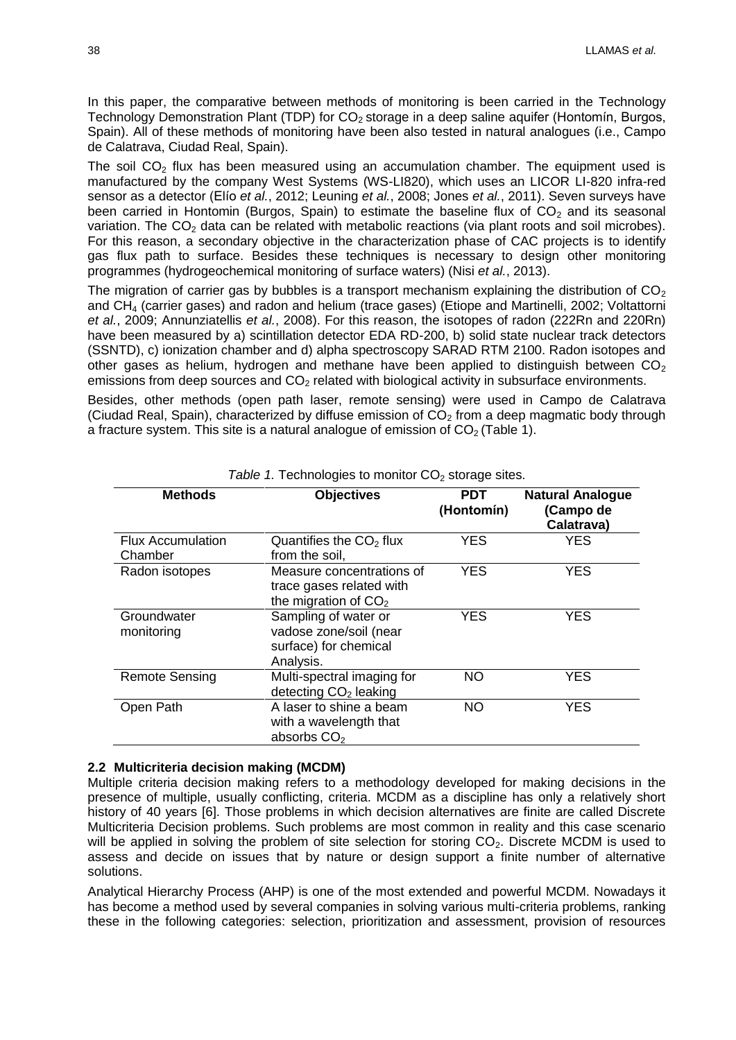In this paper, the comparative between methods of monitoring is been carried in the Technology Technology Demonstration Plant (TDP) for $CO_2$ storage in a deep saline aquifer (Hontomín, Burgos, Spain). All of these methods of monitoring have been also tested in natural analogues (i.e., Campo de Calatrava, Ciudad Real, Spain).

The soil $CO_2$ flux has been measured using an accumulation chamber. The equipment used is manufactured by the company West Systems (WS-LI820), which uses an LICOR LI-820 infra-red sensor as a detector (Elío *et al.*, 2012; Leuning *et al.*, 2008; Jones *et al.*, 2011). Seven surveys have been carried in Hontomin (Burgos, Spain) to estimate the baseline flux of $CO_2$ and its seasonal variation. The $CO_2$ data can be related with metabolic reactions (via plant roots and soil microbes). For this reason, a secondary objective in the characterization phase of CAC projects is to identify gas flux path to surface. Besides these techniques is necessary to design other monitoring programmes (hydrogeochemical monitoring of surface waters) (Nisi *et al.*, 2013).

The migration of carrier gas by bubbles is a transport mechanism explaining the distribution of $CO_2$ and $CH_4$ (carrier gases) and radon and helium (trace gases) (Etiope and Martinelli, 2002; Voltattorni *et al.*, 2009; Annunziatellis *et al.*, 2008). For this reason, the isotopes of radon (222Rn and 220Rn) have been measured by a) scintillation detector EDA RD-200, b) solid state nuclear track detectors (SSNTD), c) ionization chamber and d) alpha spectroscopy SARAD RTM 2100. Radon isotopes and other gases as helium, hydrogen and methane have been applied to distinguish between $CO_2$ emissions from deep sources and $CO_2$ related with biological activity in subsurface environments.

Besides, other methods (open path laser, remote sensing) were used in Campo de Calatrava (Ciudad Real, Spain), characterized by diffuse emission of $CO_2$ from a deep magmatic body through a fracture system. This site is a natural analogue of emission of $CO_2$ (Table 1).

*Table 1.* Technologies to monitor $CO_2$ storage sites.

| Methods | Objectives | PDT (Hontomín) | Natural Analogue (Campo de Calatrava) |
|---|---|---|---|
| Flux Accumulation Chamber | Quantifies the $CO_2$ flux from the soil, | YES | YES |
| Radon isotopes | Measure concentrations of trace gases related with the migration of $CO_2$ | YES | YES |
| Groundwater monitoring | Sampling of water or vadose zone/soil (near surface) for chemical Analysis. | YES | YES |
| Remote Sensing | Multi-spectral imaging for detecting $CO_2$ leaking | NO | YES |
| Open Path | A laser to shine a beam with a wavelength that absorbs $CO_2$ | NO | YES |

## 2.2 Multicriteria decision making (MCDM)

Multiple criteria decision making refers to a methodology developed for making decisions in the presence of multiple, usually conflicting, criteria. MCDM as a discipline has only a relatively short history of 40 years [6]. Those problems in which decision alternatives are finite are called Discrete Multicriteria Decision problems. Such problems are most common in reality and this case scenario will be applied in solving the problem of site selection for storing $CO_2$. Discrete MCDM is used to assess and decide on issues that by nature or design support a finite number of alternative solutions.

Analytical Hierarchy Process (AHP) is one of the most extended and powerful MCDM. Nowadays it has become a method used by several companies in solving various multi-criteria problems, ranking these in the following categories: selection, prioritization and assessment, provision of resources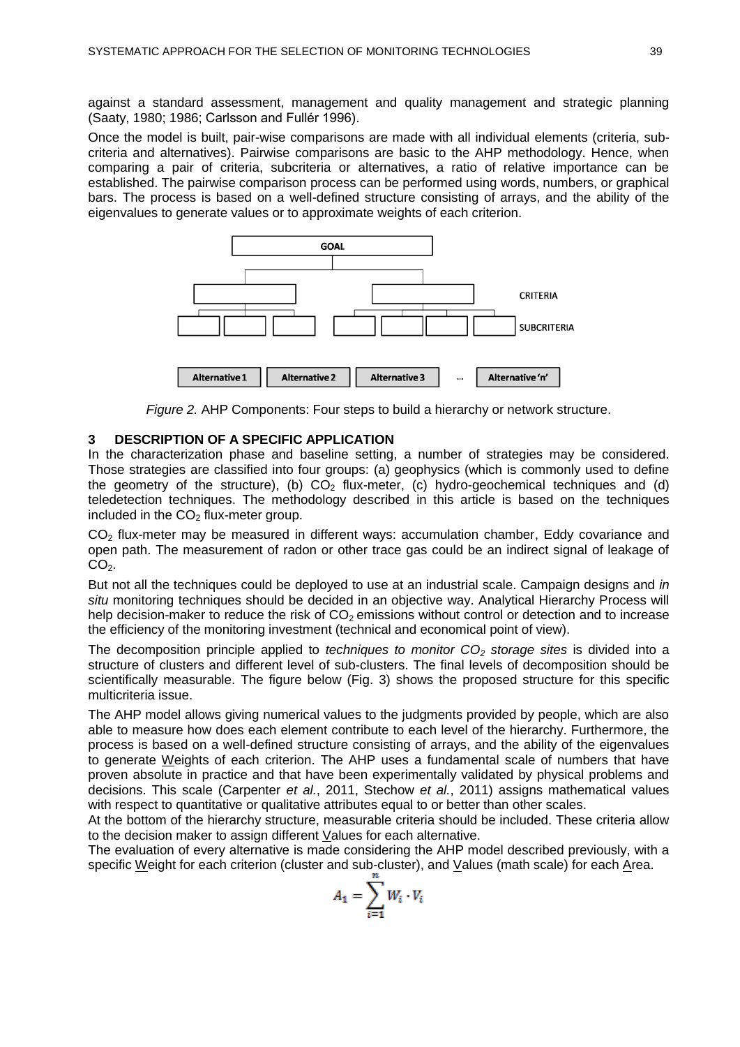against a standard assessment, management and quality management and strategic planning (Saaty, 1980; 1986; Carlsson and Fullér 1996).

Once the model is built, pair-wise comparisons are made with all individual elements (criteria, sub-criteria and alternatives). Pairwise comparisons are basic to the AHP methodology. Hence, when comparing a pair of criteria, subcriteria or alternatives, a ratio of relative importance can be established. The pairwise comparison process can be performed using words, numbers, or graphical bars. The process is based on a well-defined structure consisting of arrays, and the ability of the eigenvalues to generate values or to approximate weights of each criterion.

*Figure 2.* AHP Components: Four steps to build a hierarchy or network structure.

## 3 DESCRIPTION OF A SPECIFIC APPLICATION

In the characterization phase and baseline setting, a number of strategies may be considered. Those strategies are classified into four groups: (a) geophysics (which is commonly used to define the geometry of the structure), (b) $CO_2$ flux-meter, (c) hydro-geochemical techniques and (d) teledetection techniques. The methodology described in this article is based on the techniques included in the $CO_2$ flux-meter group.

$CO_2$ flux-meter may be measured in different ways: accumulation chamber, Eddy covariance and open path. The measurement of radon or other trace gas could be an indirect signal of leakage of $CO_2$.

But not all the techniques could be deployed to use at an industrial scale. Campaign designs and *in situ* monitoring techniques should be decided in an objective way. Analytical Hierarchy Process will help decision-maker to reduce the risk of $CO_2$ emissions without control or detection and to increase the efficiency of the monitoring investment (technical and economical point of view).

The decomposition principle applied to *techniques to monitor $CO_2$ storage sites* is divided into a structure of clusters and different level of sub-clusters. The final levels of decomposition should be scientifically measurable. The figure below (Fig. 3) shows the proposed structure for this specific multicriteria issue.

The AHP model allows giving numerical values to the judgments provided by people, which are also able to measure how does each element contribute to each level of the hierarchy. Furthermore, the process is based on a well-defined structure consisting of arrays, and the ability of the eigenvalues to generate Weights of each criterion. The AHP uses a fundamental scale of numbers that have proven absolute in practice and that have been experimentally validated by physical problems and decisions. This scale (Carpenter *et al.*, 2011, Stechow *et al.*, 2011) assigns mathematical values with respect to quantitative or qualitative attributes equal to or better than other scales.

At the bottom of the hierarchy structure, measurable criteria should be included. These criteria allow to the decision maker to assign different Values for each alternative.

The evaluation of every alternative is made considering the AHP model described previously, with a specific Weight for each criterion (cluster and sub-cluster), and Values (math scale) for each Area.

$$A_1 = \sum_{i=1}^{n} W_i \cdot V_i$$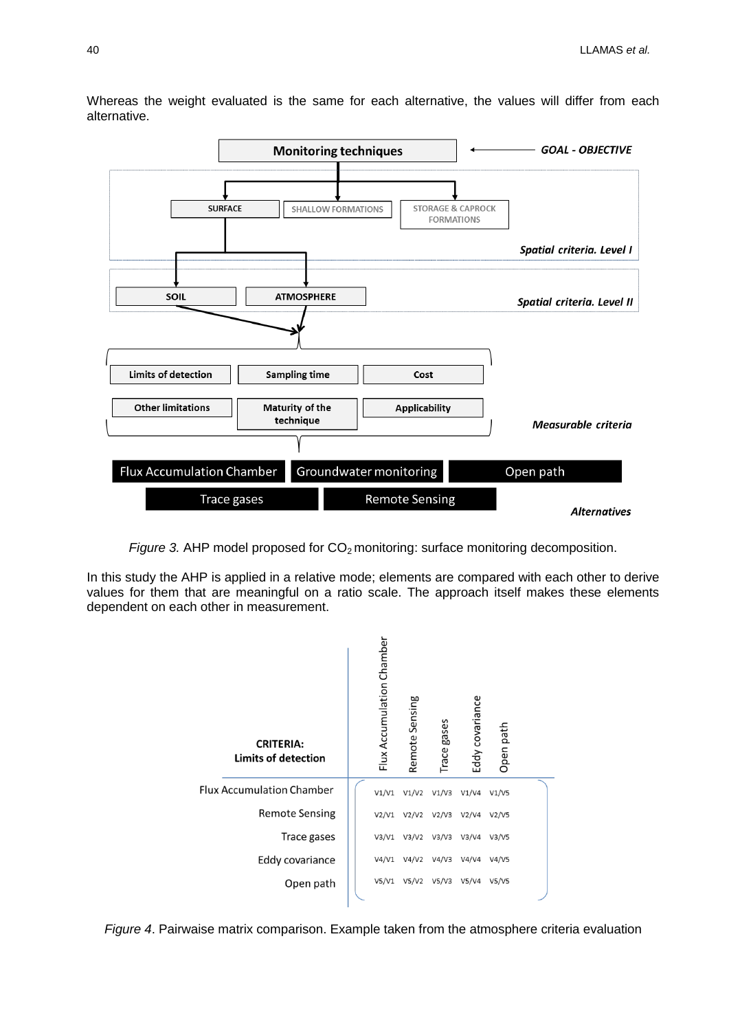Whereas the weight evaluated is the same for each alternative, the values will differ from each alternative.

*Figure 3.* AHP model proposed for $CO_2$ monitoring: surface monitoring decomposition.

In this study the AHP is applied in a relative mode; elements are compared with each other to derive values for them that are meaningful on a ratio scale. The approach itself makes these elements dependent on each other in measurement.

| **CRITERIA: Limits of detection** | Flux Accumulation Chamber | Remote Sensing | Trace gases | Eddy covariance | Open path |
|---|---|---|---|---|---|
| Flux Accumulation Chamber | V1/V1 | V1/V2 | V1/V3 | V1/V4 | V1/V5 |
| Remote Sensing | V2/V1 | V2/V2 | V2/V3 | V2/V4 | V2/V5 |
| Trace gases | V3/V1 | V3/V2 | V3/V3 | V3/V4 | V3/V5 |
| Eddy covariance | V4/V1 | V4/V2 | V4/V3 | V4/V4 | V4/V5 |
| Open path | V5/V1 | V5/V2 | V5/V3 | V5/V4 | V5/V5 |

*Figure 4*. Pairwise matrix comparison. Example taken from the atmosphere criteria evaluation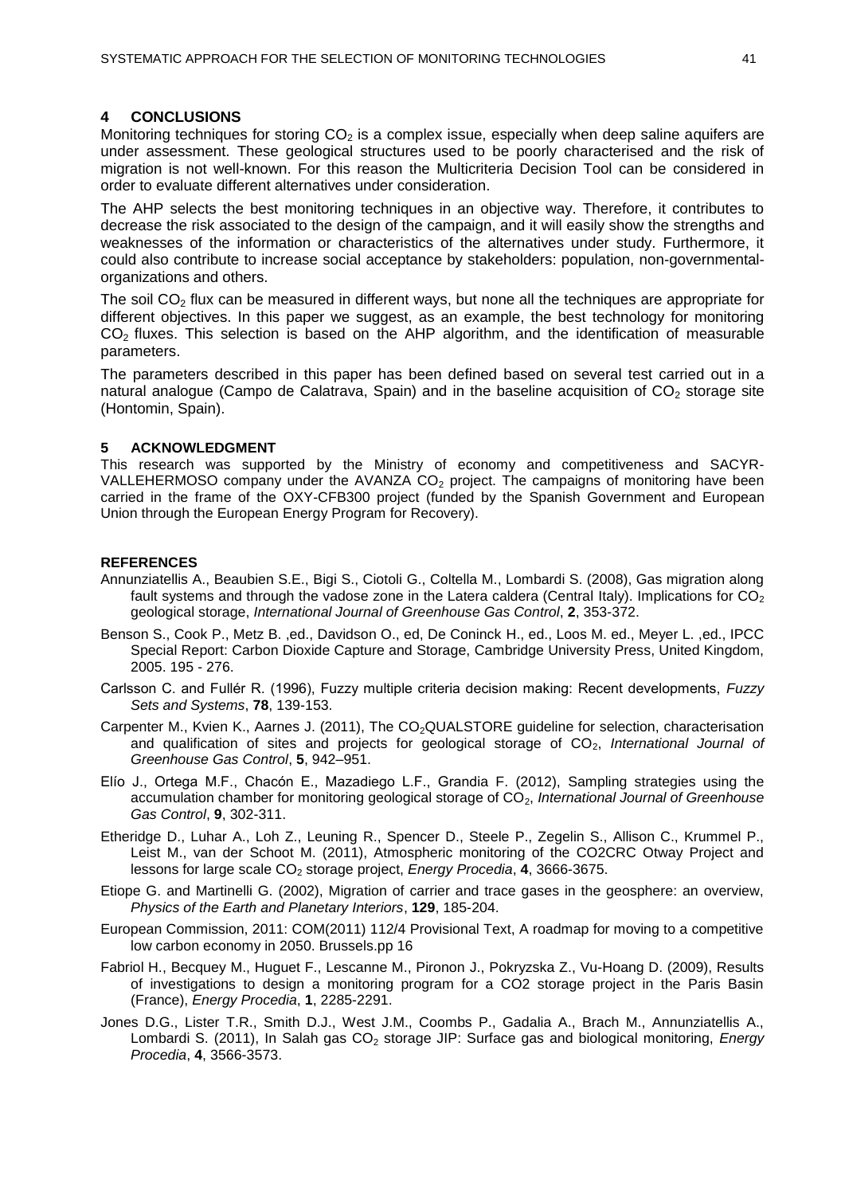## 4 CONCLUSIONS

Monitoring techniques for storing $CO_2$ is a complex issue, especially when deep saline aquifers are under assessment. These geological structures used to be poorly characterised and the risk of migration is not well-known. For this reason the Multicriteria Decision Tool can be considered in order to evaluate different alternatives under consideration.

The AHP selects the best monitoring techniques in an objective way. Therefore, it contributes to decrease the risk associated to the design of the campaign, and it will easily show the strengths and weaknesses of the information or characteristics of the alternatives under study. Furthermore, it could also contribute to increase social acceptance by stakeholders: population, non-governmental-organizations and others.

The soil $CO_2$ flux can be measured in different ways, but none all the techniques are appropriate for different objectives. In this paper we suggest, as an example, the best technology for monitoring $CO_2$ fluxes. This selection is based on the AHP algorithm, and the identification of measurable parameters.

The parameters described in this paper has been defined based on several test carried out in a natural analogue (Campo de Calatrava, Spain) and in the baseline acquisition of $CO_2$ storage site (Hontomin, Spain).

## 5 ACKNOWLEDGMENT

This research was supported by the Ministry of economy and competitiveness and SACYR-VALLEHERMOSO company under the AVANZA $CO_2$ project. The campaigns of monitoring have been carried in the frame of the OXY-CFB300 project (funded by the Spanish Government and European Union through the European Energy Program for Recovery).

## REFERENCES

Annunziatellis A., Beaubien S.E., Bigi S., Ciotoli G., Coltella M., Lombardi S. (2008), Gas migration along fault systems and through the vadose zone in the Latera caldera (Central Italy). Implications for $CO_2$ geological storage, *International Journal of Greenhouse Gas Control*, **2**, 353-372.

Benson S., Cook P., Metz B. ,ed., Davidson O., ed, De Coninck H., ed., Loos M. ed., Meyer L. ,ed., IPCC Special Report: Carbon Dioxide Capture and Storage, Cambridge University Press, United Kingdom, 2005. 195 - 276.

Carlsson C. and Fullér R. (1996), Fuzzy multiple criteria decision making: Recent developments, *Fuzzy Sets and Systems*, **78**, 139-153.

Carpenter M., Kvien K., Aarnes J. (2011), The $CO_2$QUALSTORE guideline for selection, characterisation and qualification of sites and projects for geological storage of $CO_2$, *International Journal of Greenhouse Gas Control*, **5**, 942–951.

Elío J., Ortega M.F., Chacón E., Mazadiego L.F., Grandia F. (2012), Sampling strategies using the accumulation chamber for monitoring geological storage of $CO_2$, *International Journal of Greenhouse Gas Control*, **9**, 302-311.

Etheridge D., Luhar A., Loh Z., Leuning R., Spencer D., Steele P., Zegelin S., Allison C., Krummel P., Leist M., van der Schoot M. (2011), Atmospheric monitoring of the CO2CRC Otway Project and lessons for large scale $CO_2$ storage project, *Energy Procedia*, **4**, 3666-3675.

Etiope G. and Martinelli G. (2002), Migration of carrier and trace gases in the geosphere: an overview, *Physics of the Earth and Planetary Interiors*, **129**, 185-204.

European Commission, 2011: COM(2011) 112/4 Provisional Text, A roadmap for moving to a competitive low carbon economy in 2050. Brussels.pp 16

Fabriol H., Becquey M., Huguet F., Lescanne M., Pironon J., Pokryzska Z., Vu-Hoang D. (2009), Results of investigations to design a monitoring program for a CO2 storage project in the Paris Basin (France), *Energy Procedia*, **1**, 2285-2291.

Jones D.G., Lister T.R., Smith D.J., West J.M., Coombs P., Gadalia A., Brach M., Annunziatellis A., Lombardi S. (2011), In Salah gas $CO_2$ storage JIP: Surface gas and biological monitoring, *Energy Procedia*, **4**, 3566-3573.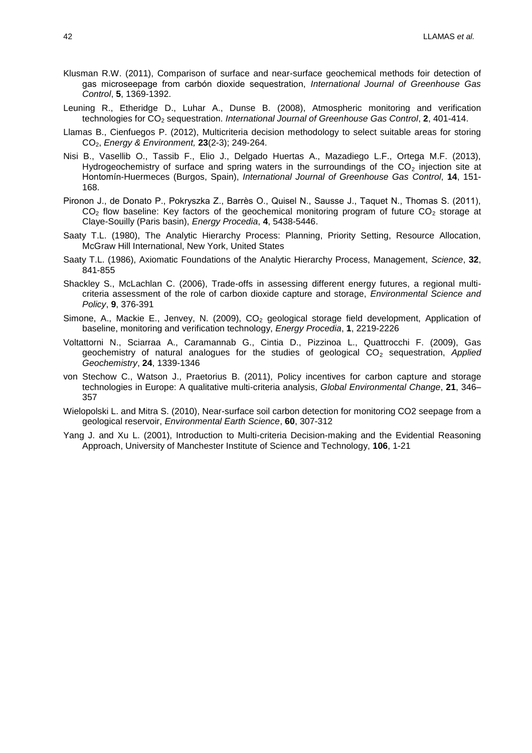Klusman R.W. (2011), Comparison of surface and near-surface geochemical methods foir detection of gas microseepage from carbón dioxide sequestration, *International Journal of Greenhouse Gas Control*, **5**, 1369-1392.

Leuning R., Etheridge D., Luhar A., Dunse B. (2008), Atmospheric monitoring and verification technologies for $CO_2$ sequestration. *International Journal of Greenhouse Gas Control*, **2**, 401-414.

Llamas B., Cienfuegos P. (2012), Multicriteria decision methodology to select suitable areas for storing $CO_2$, *Energy & Environment,* **23**(2-3); 249-264.

Nisi B., Vasellib O., Tassib F., Elio J., Delgado Huertas A., Mazadiego L.F., Ortega M.F. (2013), Hydrogeochemistry of surface and spring waters in the surroundings of the $CO_2$ injection site at Hontomín-Huermeces (Burgos, Spain), *International Journal of Greenhouse Gas Control*, **14**, 151-168.

Pironon J., de Donato P., Pokryszka Z., Barrès O., Quisel N., Sausse J., Taquet N., Thomas S. (2011), $CO_2$ flow baseline: Key factors of the geochemical monitoring program of future $CO_2$ storage at Claye-Souilly (Paris basin), *Energy Procedia*, **4**, 5438-5446.

Saaty T.L. (1980), The Analytic Hierarchy Process: Planning, Priority Setting, Resource Allocation, McGraw Hill International, New York, United States

Saaty T.L. (1986), Axiomatic Foundations of the Analytic Hierarchy Process, Management, *Science*, **32**, 841-855

Shackley S., McLachlan C. (2006), Trade-offs in assessing different energy futures, a regional multi-criteria assessment of the role of carbon dioxide capture and storage, *Environmental Science and Policy*, **9**, 376-391

Simone, A., Mackie E., Jenvey, N. (2009), $CO_2$ geological storage field development, Application of baseline, monitoring and verification technology, *Energy Procedia*, **1**, 2219-2226

Voltattorni N., Sciarraa A., Caramannab G., Cintia D., Pizzinoa L., Quattrocchi F. (2009), Gas geochemistry of natural analogues for the studies of geological $CO_2$ sequestration, *Applied Geochemistry*, **24**, 1339-1346

von Stechow C., Watson J., Praetorius B. (2011), Policy incentives for carbon capture and storage technologies in Europe: A qualitative multi-criteria analysis, *Global Environmental Change*, **21**, 346–357

Wielopolski L. and Mitra S. (2010), Near-surface soil carbon detection for monitoring CO2 seepage from a geological reservoir, *Environmental Earth Science*, **60**, 307-312

Yang J. and Xu L. (2001), Introduction to Multi-criteria Decision-making and the Evidential Reasoning Approach, University of Manchester Institute of Science and Technology, **106**, 1-21